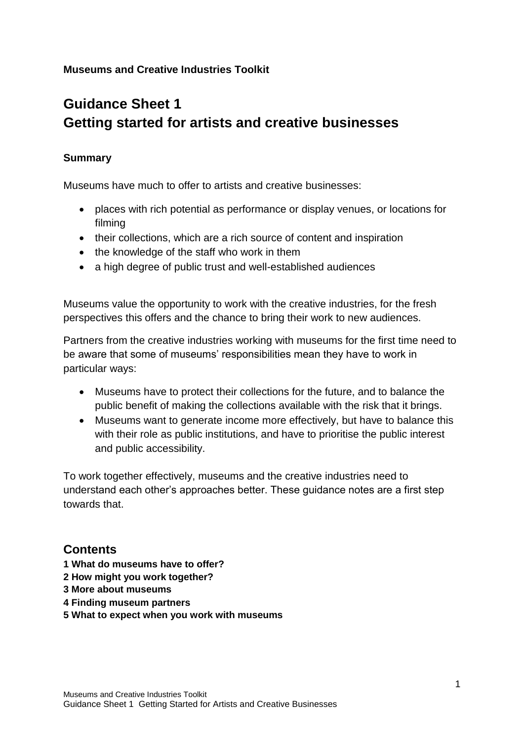**Museums and Creative Industries Toolkit**

# Guidance Sheet 1
# Getting started for artists and creative businesses

### Summary

Museums have much to offer to artists and creative businesses:

- places with rich potential as performance or display venues, or locations for filming
- their collections, which are a rich source of content and inspiration
- the knowledge of the staff who work in them
- a high degree of public trust and well-established audiences

Museums value the opportunity to work with the creative industries, for the fresh perspectives this offers and the chance to bring their work to new audiences.

Partners from the creative industries working with museums for the first time need to be aware that some of museums' responsibilities mean they have to work in particular ways:

- Museums have to protect their collections for the future, and to balance the public benefit of making the collections available with the risk that it brings.
- Museums want to generate income more effectively, but have to balance this with their role as public institutions, and have to prioritise the public interest and public accessibility.

To work together effectively, museums and the creative industries need to understand each other's approaches better. These guidance notes are a first step towards that.

## Contents

**1 What do museums have to offer?**
**2 How might you work together?**
**3 More about museums**
**4 Finding museum partners**
**5 What to expect when you work with museums**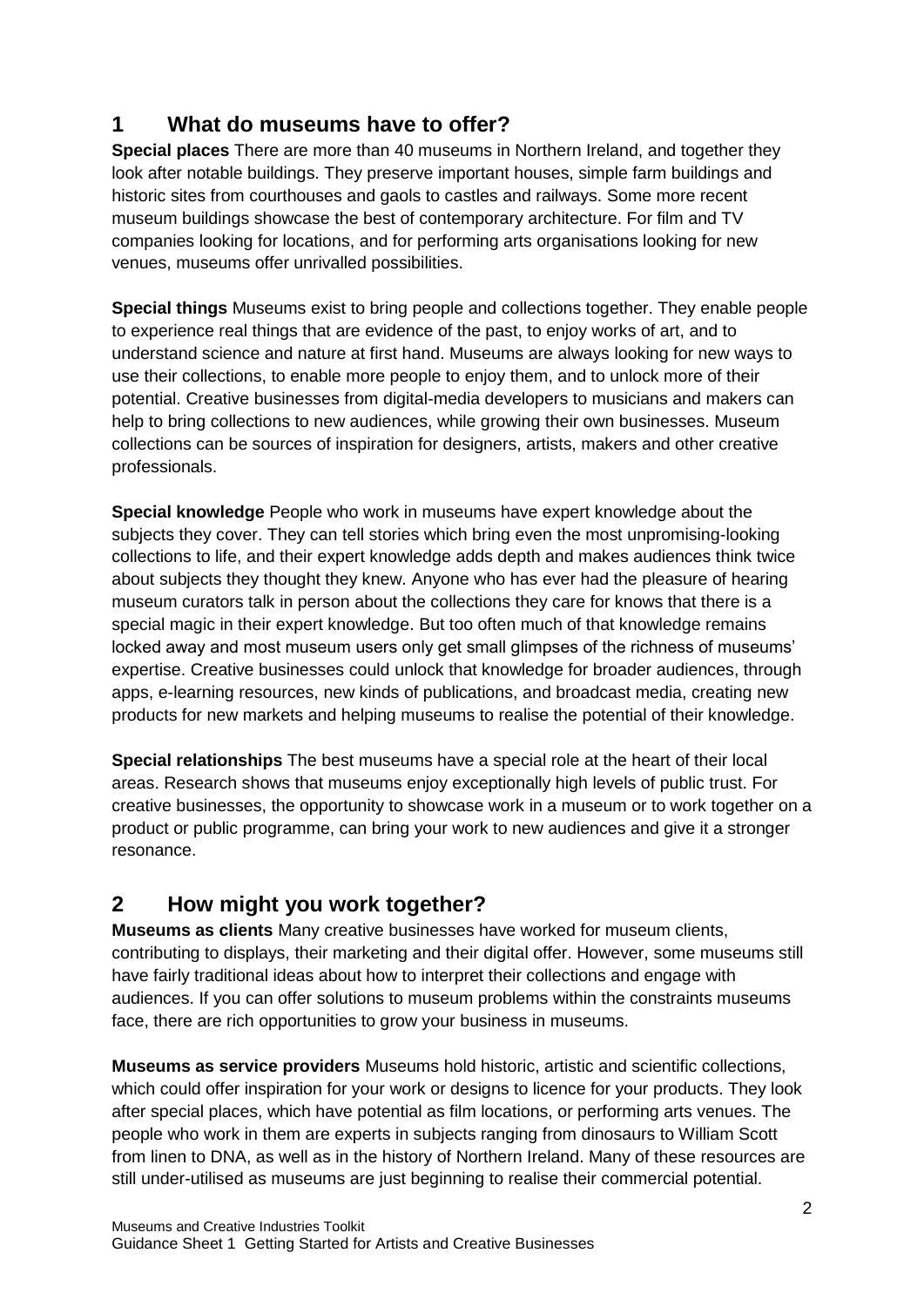## 1 What do museums have to offer?

**Special places** There are more than 40 museums in Northern Ireland, and together they look after notable buildings. They preserve important houses, simple farm buildings and historic sites from courthouses and gaols to castles and railways. Some more recent museum buildings showcase the best of contemporary architecture. For film and TV companies looking for locations, and for performing arts organisations looking for new venues, museums offer unrivalled possibilities.

**Special things** Museums exist to bring people and collections together. They enable people to experience real things that are evidence of the past, to enjoy works of art, and to understand science and nature at first hand. Museums are always looking for new ways to use their collections, to enable more people to enjoy them, and to unlock more of their potential. Creative businesses from digital-media developers to musicians and makers can help to bring collections to new audiences, while growing their own businesses. Museum collections can be sources of inspiration for designers, artists, makers and other creative professionals.

**Special knowledge** People who work in museums have expert knowledge about the subjects they cover. They can tell stories which bring even the most unpromising-looking collections to life, and their expert knowledge adds depth and makes audiences think twice about subjects they thought they knew. Anyone who has ever had the pleasure of hearing museum curators talk in person about the collections they care for knows that there is a special magic in their expert knowledge. But too often much of that knowledge remains locked away and most museum users only get small glimpses of the richness of museums' expertise. Creative businesses could unlock that knowledge for broader audiences, through apps, e-learning resources, new kinds of publications, and broadcast media, creating new products for new markets and helping museums to realise the potential of their knowledge.

**Special relationships** The best museums have a special role at the heart of their local areas. Research shows that museums enjoy exceptionally high levels of public trust. For creative businesses, the opportunity to showcase work in a museum or to work together on a product or public programme, can bring your work to new audiences and give it a stronger resonance.

## 2 How might you work together?

**Museums as clients** Many creative businesses have worked for museum clients, contributing to displays, their marketing and their digital offer. However, some museums still have fairly traditional ideas about how to interpret their collections and engage with audiences. If you can offer solutions to museum problems within the constraints museums face, there are rich opportunities to grow your business in museums.

**Museums as service providers** Museums hold historic, artistic and scientific collections, which could offer inspiration for your work or designs to licence for your products. They look after special places, which have potential as film locations, or performing arts venues. The people who work in them are experts in subjects ranging from dinosaurs to William Scott from linen to DNA, as well as in the history of Northern Ireland. Many of these resources are still under-utilised as museums are just beginning to realise their commercial potential.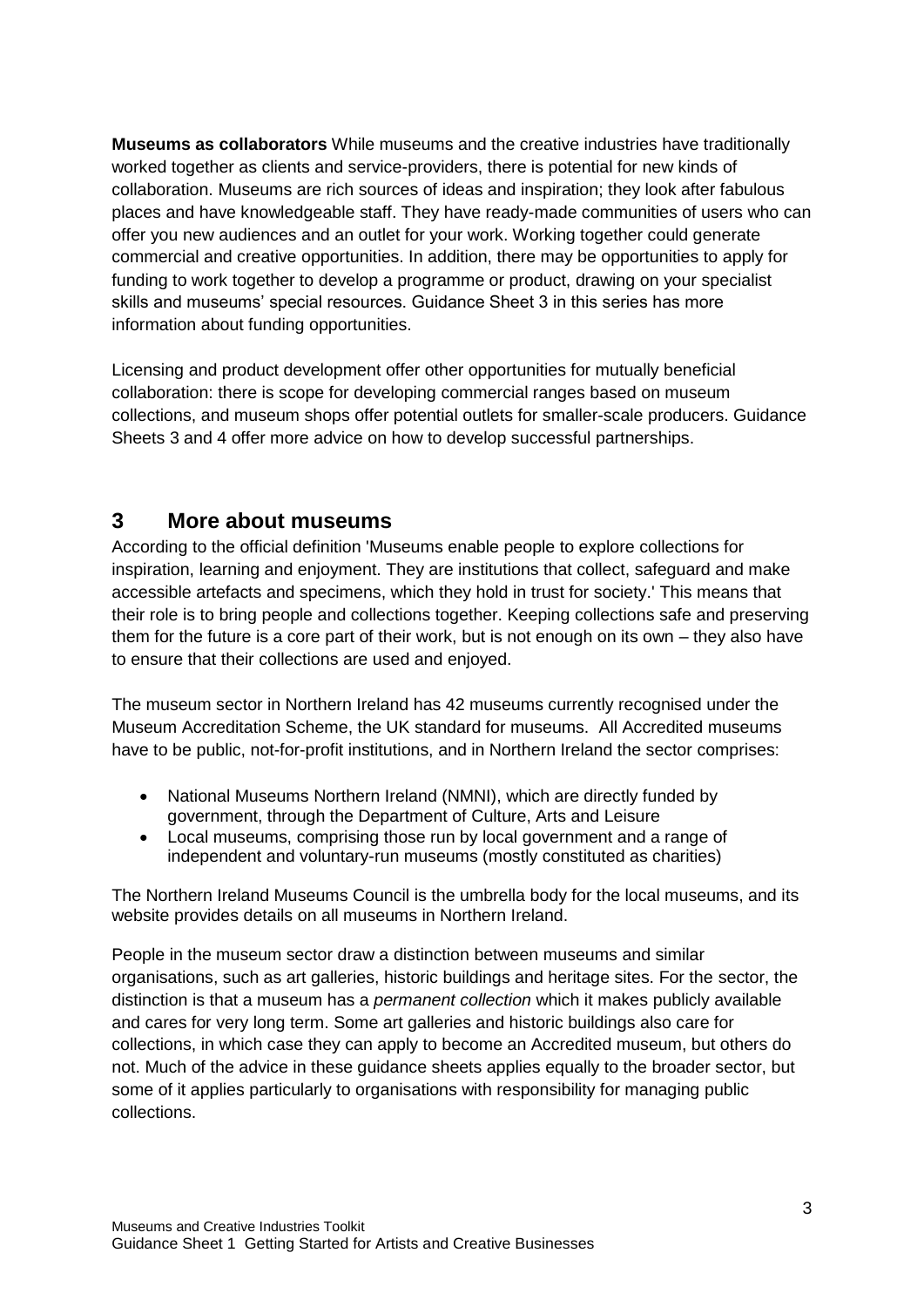**Museums as collaborators** While museums and the creative industries have traditionally worked together as clients and service-providers, there is potential for new kinds of collaboration. Museums are rich sources of ideas and inspiration; they look after fabulous places and have knowledgeable staff. They have ready-made communities of users who can offer you new audiences and an outlet for your work. Working together could generate commercial and creative opportunities. In addition, there may be opportunities to apply for funding to work together to develop a programme or product, drawing on your specialist skills and museums' special resources. Guidance Sheet 3 in this series has more information about funding opportunities.

Licensing and product development offer other opportunities for mutually beneficial collaboration: there is scope for developing commercial ranges based on museum collections, and museum shops offer potential outlets for smaller-scale producers. Guidance Sheets 3 and 4 offer more advice on how to develop successful partnerships.

## 3 More about museums

According to the official definition 'Museums enable people to explore collections for inspiration, learning and enjoyment. They are institutions that collect, safeguard and make accessible artefacts and specimens, which they hold in trust for society.' This means that their role is to bring people and collections together. Keeping collections safe and preserving them for the future is a core part of their work, but is not enough on its own – they also have to ensure that their collections are used and enjoyed.

The museum sector in Northern Ireland has 42 museums currently recognised under the Museum Accreditation Scheme, the UK standard for museums. All Accredited museums have to be public, not-for-profit institutions, and in Northern Ireland the sector comprises:

- National Museums Northern Ireland (NMNI), which are directly funded by government, through the Department of Culture, Arts and Leisure
- Local museums, comprising those run by local government and a range of independent and voluntary-run museums (mostly constituted as charities)

The Northern Ireland Museums Council is the umbrella body for the local museums, and its website provides details on all museums in Northern Ireland.

People in the museum sector draw a distinction between museums and similar organisations, such as art galleries, historic buildings and heritage sites. For the sector, the distinction is that a museum has a *permanent collection* which it makes publicly available and cares for very long term. Some art galleries and historic buildings also care for collections, in which case they can apply to become an Accredited museum, but others do not. Much of the advice in these guidance sheets applies equally to the broader sector, but some of it applies particularly to organisations with responsibility for managing public collections.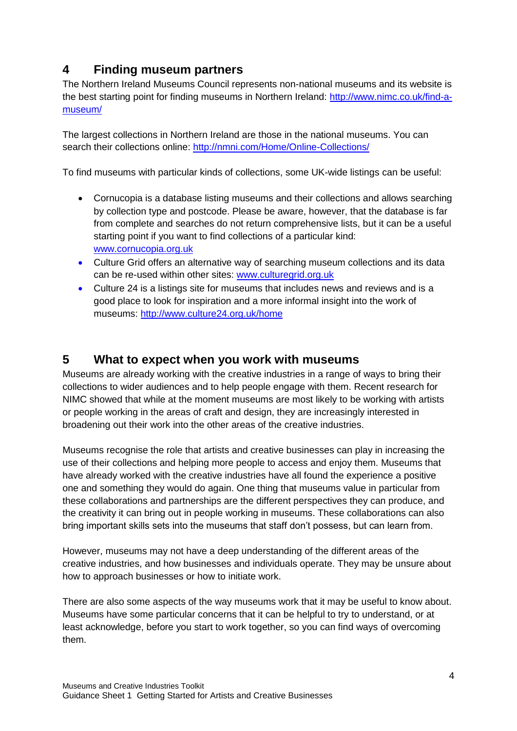## 4 Finding museum partners

The Northern Ireland Museums Council represents non-national museums and its website is the best starting point for finding museums in Northern Ireland: http://www.nimc.co.uk/find-a-museum/

The largest collections in Northern Ireland are those in the national museums. You can search their collections online: http://nmni.com/Home/Online-Collections/

To find museums with particular kinds of collections, some UK-wide listings can be useful:

- Cornucopia is a database listing museums and their collections and allows searching by collection type and postcode. Please be aware, however, that the database is far from complete and searches do not return comprehensive lists, but it can be a useful starting point if you want to find collections of a particular kind: www.cornucopia.org.uk
- Culture Grid offers an alternative way of searching museum collections and its data can be re-used within other sites: www.culturegrid.org.uk
- Culture 24 is a listings site for museums that includes news and reviews and is a good place to look for inspiration and a more informal insight into the work of museums: http://www.culture24.org.uk/home

## 5 What to expect when you work with museums

Museums are already working with the creative industries in a range of ways to bring their collections to wider audiences and to help people engage with them. Recent research for NIMC showed that while at the moment museums are most likely to be working with artists or people working in the areas of craft and design, they are increasingly interested in broadening out their work into the other areas of the creative industries.

Museums recognise the role that artists and creative businesses can play in increasing the use of their collections and helping more people to access and enjoy them. Museums that have already worked with the creative industries have all found the experience a positive one and something they would do again. One thing that museums value in particular from these collaborations and partnerships are the different perspectives they can produce, and the creativity it can bring out in people working in museums. These collaborations can also bring important skills sets into the museums that staff don't possess, but can learn from.

However, museums may not have a deep understanding of the different areas of the creative industries, and how businesses and individuals operate. They may be unsure about how to approach businesses or how to initiate work.

There are also some aspects of the way museums work that it may be useful to know about. Museums have some particular concerns that it can be helpful to try to understand, or at least acknowledge, before you start to work together, so you can find ways of overcoming them.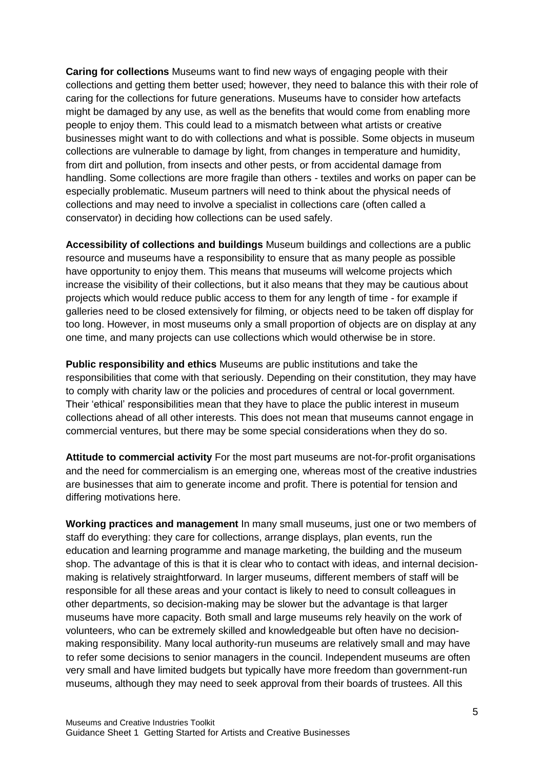**Caring for collections** Museums want to find new ways of engaging people with their collections and getting them better used; however, they need to balance this with their role of caring for the collections for future generations. Museums have to consider how artefacts might be damaged by any use, as well as the benefits that would come from enabling more people to enjoy them. This could lead to a mismatch between what artists or creative businesses might want to do with collections and what is possible. Some objects in museum collections are vulnerable to damage by light, from changes in temperature and humidity, from dirt and pollution, from insects and other pests, or from accidental damage from handling. Some collections are more fragile than others - textiles and works on paper can be especially problematic. Museum partners will need to think about the physical needs of collections and may need to involve a specialist in collections care (often called a conservator) in deciding how collections can be used safely.

**Accessibility of collections and buildings** Museum buildings and collections are a public resource and museums have a responsibility to ensure that as many people as possible have opportunity to enjoy them. This means that museums will welcome projects which increase the visibility of their collections, but it also means that they may be cautious about projects which would reduce public access to them for any length of time - for example if galleries need to be closed extensively for filming, or objects need to be taken off display for too long. However, in most museums only a small proportion of objects are on display at any one time, and many projects can use collections which would otherwise be in store.

**Public responsibility and ethics** Museums are public institutions and take the responsibilities that come with that seriously. Depending on their constitution, they may have to comply with charity law or the policies and procedures of central or local government. Their 'ethical' responsibilities mean that they have to place the public interest in museum collections ahead of all other interests. This does not mean that museums cannot engage in commercial ventures, but there may be some special considerations when they do so.

**Attitude to commercial activity** For the most part museums are not-for-profit organisations and the need for commercialism is an emerging one, whereas most of the creative industries are businesses that aim to generate income and profit. There is potential for tension and differing motivations here.

**Working practices and management** In many small museums, just one or two members of staff do everything: they care for collections, arrange displays, plan events, run the education and learning programme and manage marketing, the building and the museum shop. The advantage of this is that it is clear who to contact with ideas, and internal decision-making is relatively straightforward. In larger museums, different members of staff will be responsible for all these areas and your contact is likely to need to consult colleagues in other departments, so decision-making may be slower but the advantage is that larger museums have more capacity. Both small and large museums rely heavily on the work of volunteers, who can be extremely skilled and knowledgeable but often have no decision-making responsibility. Many local authority-run museums are relatively small and may have to refer some decisions to senior managers in the council. Independent museums are often very small and have limited budgets but typically have more freedom than government-run museums, although they may need to seek approval from their boards of trustees. All this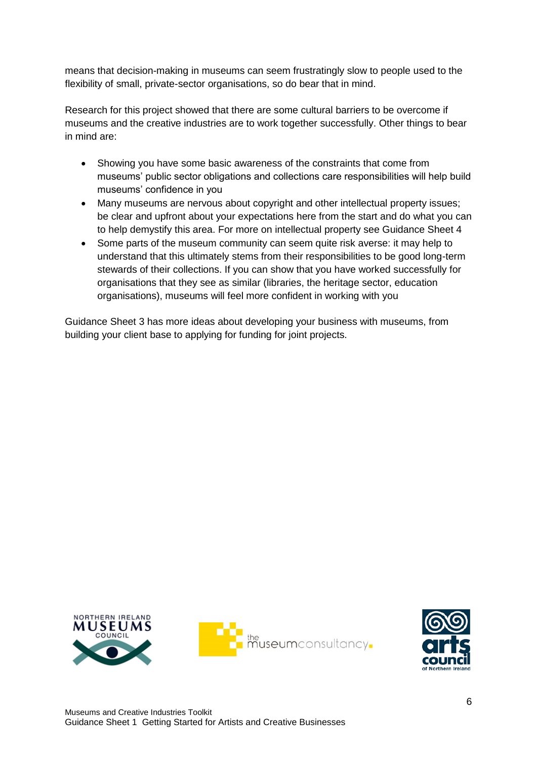means that decision-making in museums can seem frustratingly slow to people used to the flexibility of small, private-sector organisations, so do bear that in mind.

Research for this project showed that there are some cultural barriers to be overcome if museums and the creative industries are to work together successfully. Other things to bear in mind are:

- Showing you have some basic awareness of the constraints that come from museums' public sector obligations and collections care responsibilities will help build museums' confidence in you
- Many museums are nervous about copyright and other intellectual property issues; be clear and upfront about your expectations here from the start and do what you can to help demystify this area. For more on intellectual property see Guidance Sheet 4
- Some parts of the museum community can seem quite risk averse: it may help to understand that this ultimately stems from their responsibilities to be good long-term stewards of their collections. If you can show that you have worked successfully for organisations that they see as similar (libraries, the heritage sector, education organisations), museums will feel more confident in working with you

Guidance Sheet 3 has more ideas about developing your business with museums, from building your client base to applying for funding for joint projects.